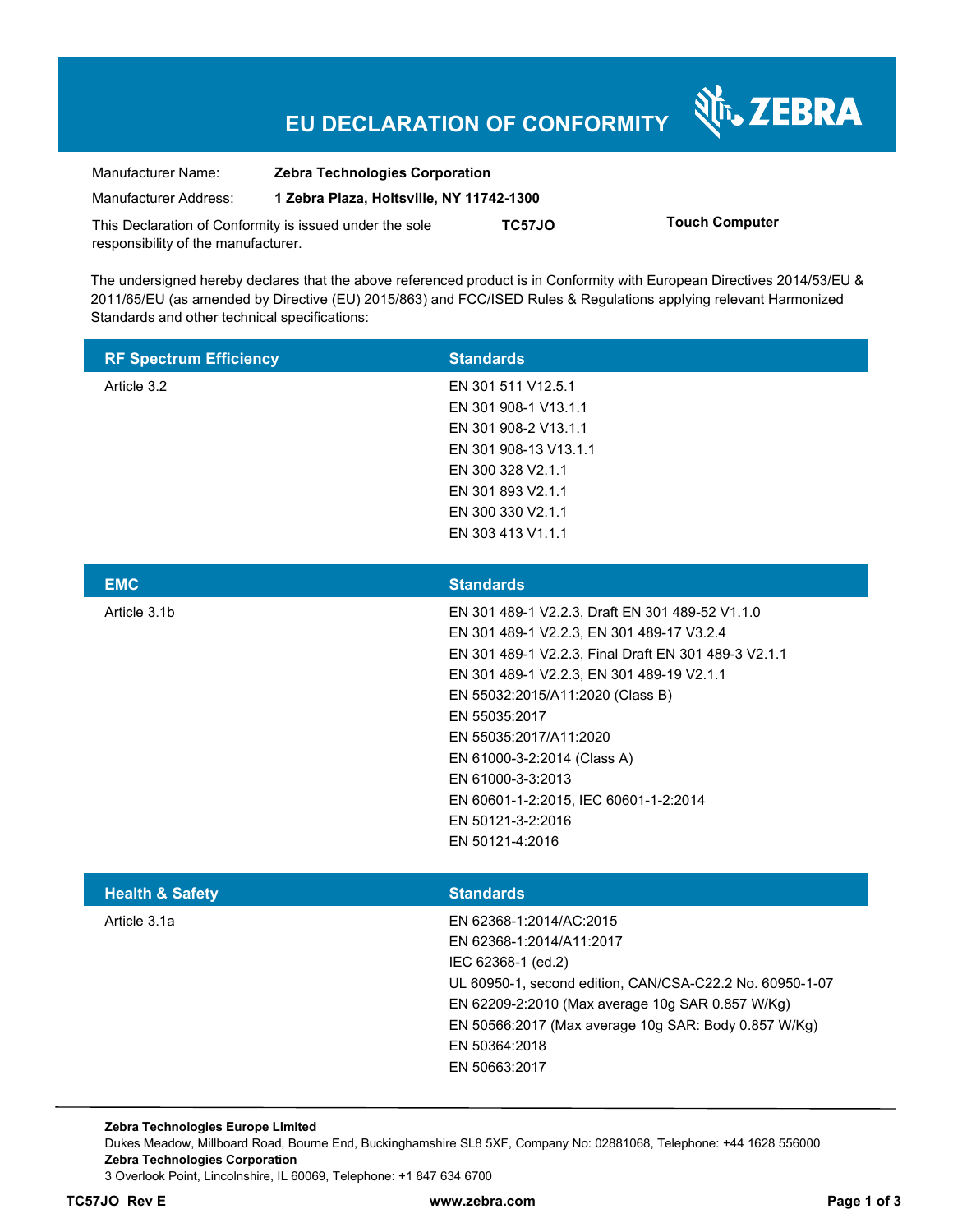# EU DECLARATION OF CONFORMITY

ZEBRA

| | |
|---|---|
| Manufacturer Name: | **Zebra Technologies Corporation** |
| Manufacturer Address: | **1 Zebra Plaza, Holtsville, NY 11742-1300** |

This Declaration of Conformity is issued under the sole responsibility of the manufacturer. **TC57JO** **Touch Computer**

The undersigned hereby declares that the above referenced product is in Conformity with European Directives 2014/53/EU & 2011/65/EU (as amended by Directive (EU) 2015/863) and FCC/ISED Rules & Regulations applying relevant Harmonized Standards and other technical specifications:

| RF Spectrum Efficiency | Standards |
|---|---|
| Article 3.2 | EN 301 511 V12.5.1<br>EN 301 908-1 V13.1.1<br>EN 301 908-2 V13.1.1<br>EN 301 908-13 V13.1.1<br>EN 300 328 V2.1.1<br>EN 301 893 V2.1.1<br>EN 300 330 V2.1.1<br>EN 303 413 V1.1.1 |

| EMC | Standards |
|---|---|
| Article 3.1b | EN 301 489-1 V2.2.3, Draft EN 301 489-52 V1.1.0<br>EN 301 489-1 V2.2.3, EN 301 489-17 V3.2.4<br>EN 301 489-1 V2.2.3, Final Draft EN 301 489-3 V2.1.1<br>EN 301 489-1 V2.2.3, EN 301 489-19 V2.1.1<br>EN 55032:2015/A11:2020 (Class B)<br>EN 55035:2017<br>EN 55035:2017/A11:2020<br>EN 61000-3-2:2014 (Class A)<br>EN 61000-3-3:2013<br>EN 60601-1-2:2015, IEC 60601-1-2:2014<br>EN 50121-3-2:2016<br>EN 50121-4:2016 |

| Health & Safety | Standards |
|---|---|
| Article 3.1a | EN 62368-1:2014/AC:2015<br>EN 62368-1:2014/A11:2017<br>IEC 62368-1 (ed.2)<br>UL 60950-1, second edition, CAN/CSA-C22.2 No. 60950-1-07<br>EN 62209-2:2010 (Max average 10g SAR 0.857 W/Kg)<br>EN 50566:2017 (Max average 10g SAR: Body 0.857 W/Kg)<br>EN 50364:2018<br>EN 50663:2017 |

**Zebra Technologies Europe Limited**
Dukes Meadow, Millboard Road, Bourne End, Buckinghamshire SL8 5XF, Company No: 02881068, Telephone: +44 1628 556000
**Zebra Technologies Corporation**
3 Overlook Point, Lincolnshire, IL 60069, Telephone: +1 847 634 6700

**TC57JO Rev E** **www.zebra.com**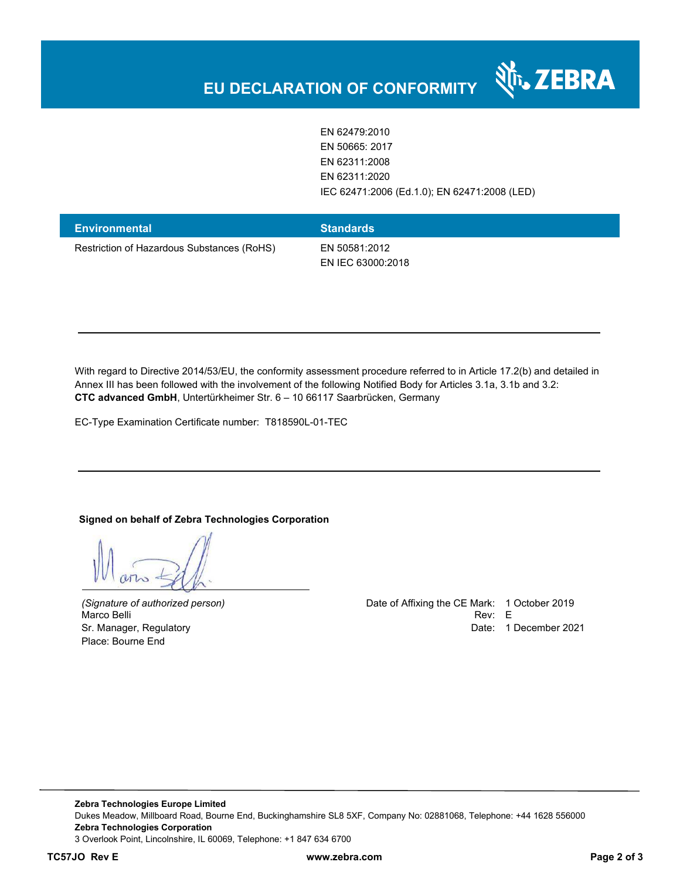# EU DECLARATION OF CONFORMITY

| | |
|---|---|
| | EN 62479:2010 |
| | EN 50665: 2017 |
| | EN 62311:2008 |
| | EN 62311:2020 |
| | IEC 62471:2006 (Ed.1.0); EN 62471:2008 (LED) |

| Environmental | Standards |
|---|---|
| Restriction of Hazardous Substances (RoHS) | EN 50581:2012 |
| | EN IEC 63000:2018 |

---

With regard to Directive 2014/53/EU, the conformity assessment procedure referred to in Article 17.2(b) and detailed in Annex III has been followed with the involvement of the following Notified Body for Articles 3.1a, 3.1b and 3.2: **CTC advanced GmbH**, Untertürkheimer Str. 6 – 10 66117 Saarbrücken, Germany

EC-Type Examination Certificate number: T818590L-01-TEC

---

**Signed on behalf of Zebra Technologies Corporation**

*(Signature of authorized person)*
Marco Belli
Sr. Manager, Regulatory
Place: Bourne End

Date of Affixing the CE Mark: 1 October 2019
Rev: E
Date: 1 December 2021

**Zebra Technologies Europe Limited**
Dukes Meadow, Millboard Road, Bourne End, Buckinghamshire SL8 5XF, Company No: 02881068, Telephone: +44 1628 556000
**Zebra Technologies Corporation**
3 Overlook Point, Lincolnshire, IL 60069, Telephone: +1 847 634 6700

**TC57JO Rev E** **www.zebra.com**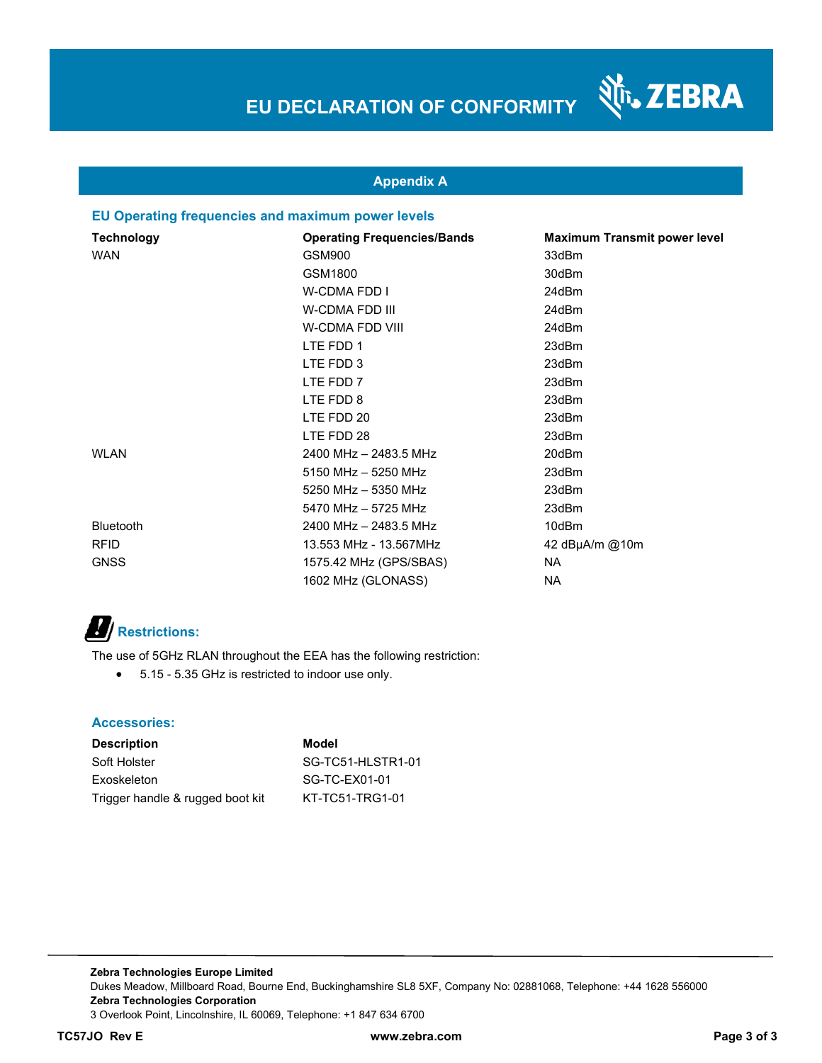# EU DECLARATION OF CONFORMITY

## Appendix A

### EU Operating frequencies and maximum power levels

| Technology | Operating Frequencies/Bands | Maximum Transmit power level |
|---|---|---|
| WAN | GSM900 | 33dBm |
| | GSM1800 | 30dBm |
| | W-CDMA FDD I | 24dBm |
| | W-CDMA FDD III | 24dBm |
| | W-CDMA FDD VIII | 24dBm |
| | LTE FDD 1 | 23dBm |
| | LTE FDD 3 | 23dBm |
| | LTE FDD 7 | 23dBm |
| | LTE FDD 8 | 23dBm |
| | LTE FDD 20 | 23dBm |
| | LTE FDD 28 | 23dBm |
| WLAN | 2400 MHz – 2483.5 MHz | 20dBm |
| | 5150 MHz – 5250 MHz | 23dBm |
| | 5250 MHz – 5350 MHz | 23dBm |
| | 5470 MHz – 5725 MHz | 23dBm |
| Bluetooth | 2400 MHz – 2483.5 MHz | 10dBm |
| RFID | 13.553 MHz - 13.567MHz | 42 dBμA/m @10m |
| GNSS | 1575.42 MHz (GPS/SBAS) | NA |
| | 1602 MHz (GLONASS) | NA |

### Restrictions:

The use of 5GHz RLAN throughout the EEA has the following restriction:

- 5.15 - 5.35 GHz is restricted to indoor use only.

### Accessories:

| Description | Model |
|---|---|
| Soft Holster | SG-TC51-HLSTR1-01 |
| Exoskeleton | SG-TC-EX01-01 |
| Trigger handle & rugged boot kit | KT-TC51-TRG1-01 |

**Zebra Technologies Europe Limited**
Dukes Meadow, Millboard Road, Bourne End, Buckinghamshire SL8 5XF, Company No: 02881068, Telephone: +44 1628 556000
**Zebra Technologies Corporation**
3 Overlook Point, Lincolnshire, IL 60069, Telephone: +1 847 634 6700

**TC57JO Rev E** **www.zebra.com**